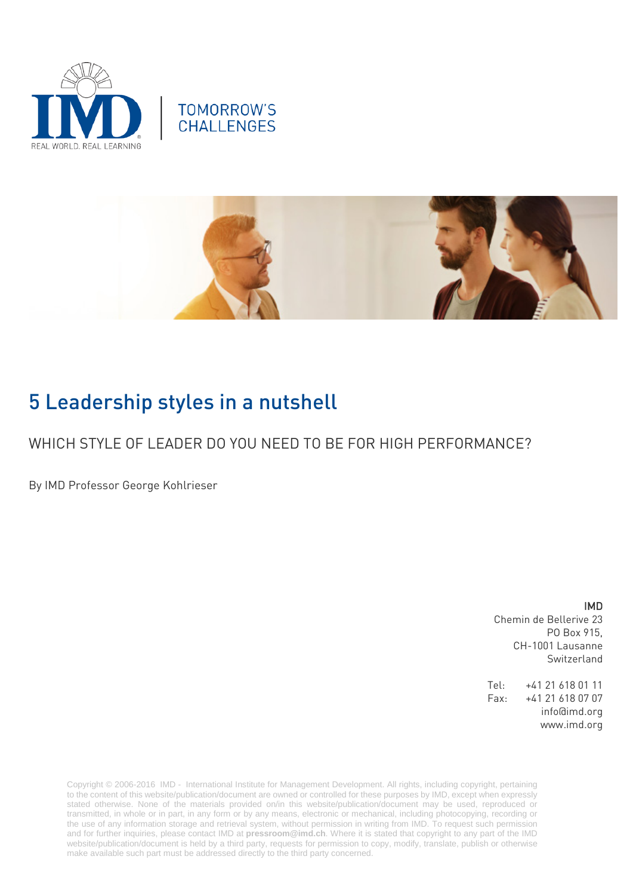TOMORROW'S CHALLENGES

# 5 Leadership styles in a nutshell

## WHICH STYLE OF LEADER DO YOU NEED TO BE FOR HIGH PERFORMANCE?

By IMD Professor George Kohlrieser

**IMD**
Chemin de Bellerive 23
PO Box 915,
CH-1001 Lausanne
Switzerland

Tel: +41 21 618 01 11
Fax: +41 21 618 07 07
info@imd.org
www.imd.org

Copyright © 2006-2016 IMD - International Institute for Management Development. All rights, including copyright, pertaining to the content of this website/publication/document are owned or controlled for these purposes by IMD, except when expressly stated otherwise. None of the materials provided on/in this website/publication/document may be used, reproduced or transmitted, in whole or in part, in any form or by any means, electronic or mechanical, including photocopying, recording or the use of any information storage and retrieval system, without permission in writing from IMD. To request such permission and for further inquiries, please contact IMD at **pressroom@imd.ch**. Where it is stated that copyright to any part of the IMD website/publication/document is held by a third party, requests for permission to copy, modify, translate, publish or otherwise make available such part must be addressed directly to the third party concerned.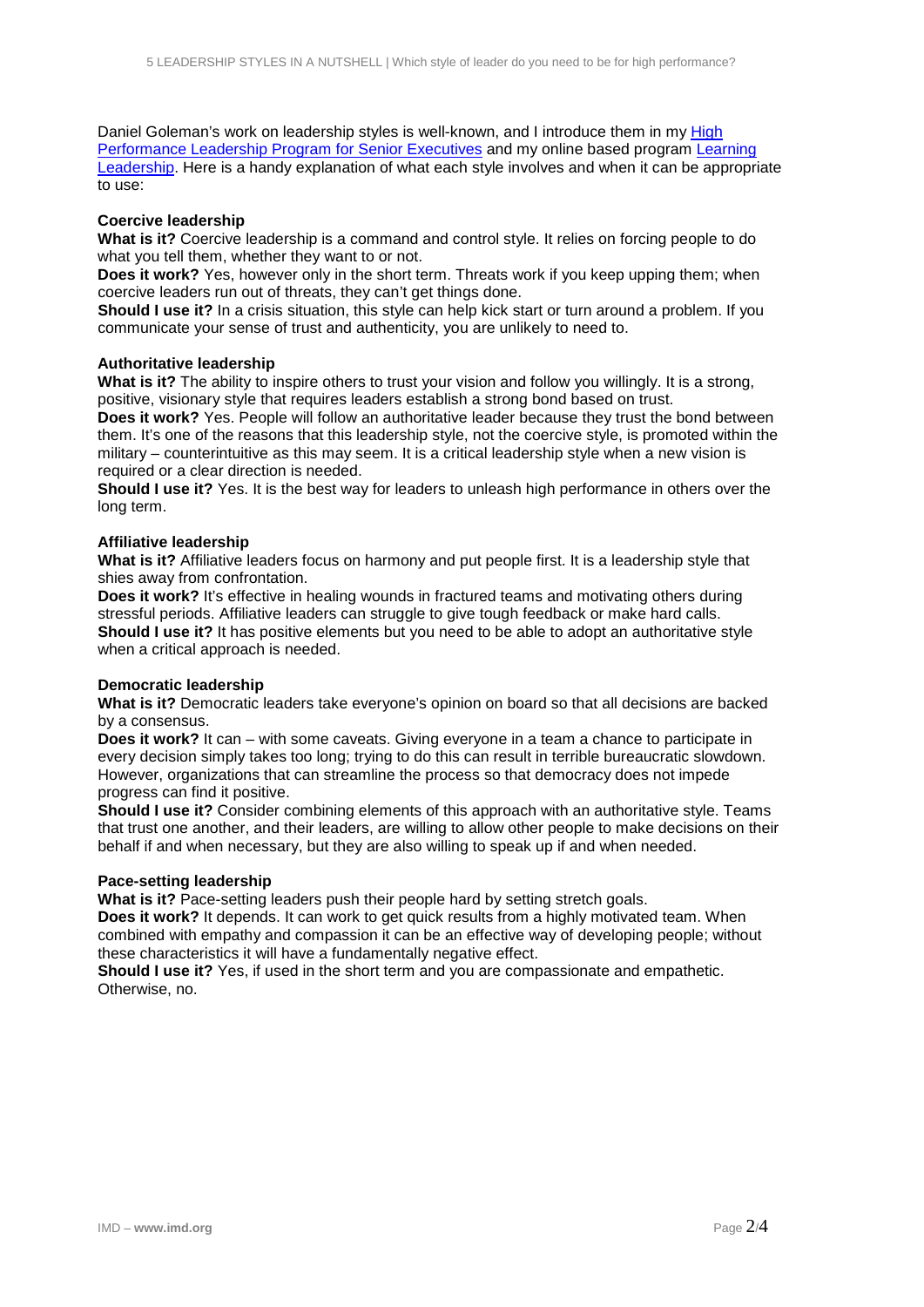Daniel Goleman's work on leadership styles is well-known, and I introduce them in my [High Performance Leadership Program for Senior Executives]() and my online based program [Learning Leadership](). Here is a handy explanation of what each style involves and when it can be appropriate to use:

**Coercive leadership**

**What is it?** Coercive leadership is a command and control style. It relies on forcing people to do what you tell them, whether they want to or not.

**Does it work?** Yes, however only in the short term. Threats work if you keep upping them; when coercive leaders run out of threats, they can't get things done.

**Should I use it?** In a crisis situation, this style can help kick start or turn around a problem. If you communicate your sense of trust and authenticity, you are unlikely to need to.

**Authoritative leadership**

**What is it?** The ability to inspire others to trust your vision and follow you willingly. It is a strong, positive, visionary style that requires leaders establish a strong bond based on trust.

**Does it work?** Yes. People will follow an authoritative leader because they trust the bond between them. It's one of the reasons that this leadership style, not the coercive style, is promoted within the military – counterintuitive as this may seem. It is a critical leadership style when a new vision is required or a clear direction is needed.

**Should I use it?** Yes. It is the best way for leaders to unleash high performance in others over the long term.

**Affiliative leadership**

**What is it?** Affiliative leaders focus on harmony and put people first. It is a leadership style that shies away from confrontation.

**Does it work?** It's effective in healing wounds in fractured teams and motivating others during stressful periods. Affiliative leaders can struggle to give tough feedback or make hard calls.

**Should I use it?** It has positive elements but you need to be able to adopt an authoritative style when a critical approach is needed.

**Democratic leadership**

**What is it?** Democratic leaders take everyone's opinion on board so that all decisions are backed by a consensus.

**Does it work?** It can – with some caveats. Giving everyone in a team a chance to participate in every decision simply takes too long; trying to do this can result in terrible bureaucratic slowdown. However, organizations that can streamline the process so that democracy does not impede progress can find it positive.

**Should I use it?** Consider combining elements of this approach with an authoritative style. Teams that trust one another, and their leaders, are willing to allow other people to make decisions on their behalf if and when necessary, but they are also willing to speak up if and when needed.

**Pace-setting leadership**

**What is it?** Pace-setting leaders push their people hard by setting stretch goals.

**Does it work?** It depends. It can work to get quick results from a highly motivated team. When combined with empathy and compassion it can be an effective way of developing people; without these characteristics it will have a fundamentally negative effect.

**Should I use it?** Yes, if used in the short term and you are compassionate and empathetic. Otherwise, no.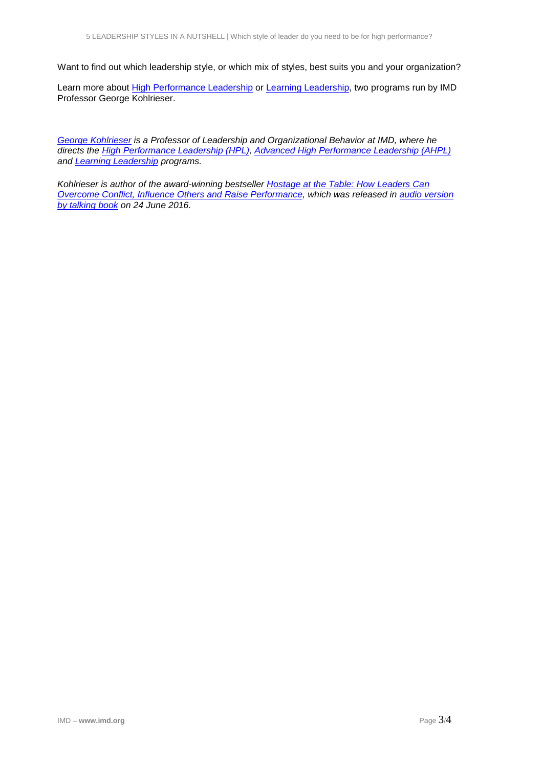Want to find out which leadership style, or which mix of styles, best suits you and your organization?

Learn more about High Performance Leadership or Learning Leadership, two programs run by IMD Professor George Kohlrieser.

*George Kohlrieser is a Professor of Leadership and Organizational Behavior at IMD, where he directs the High Performance Leadership (HPL), Advanced High Performance Leadership (AHPL) and Learning Leadership programs.*

*Kohlrieser is author of the award-winning bestseller Hostage at the Table: How Leaders Can Overcome Conflict, Influence Others and Raise Performance, which was released in audio version by talking book on 24 June 2016.*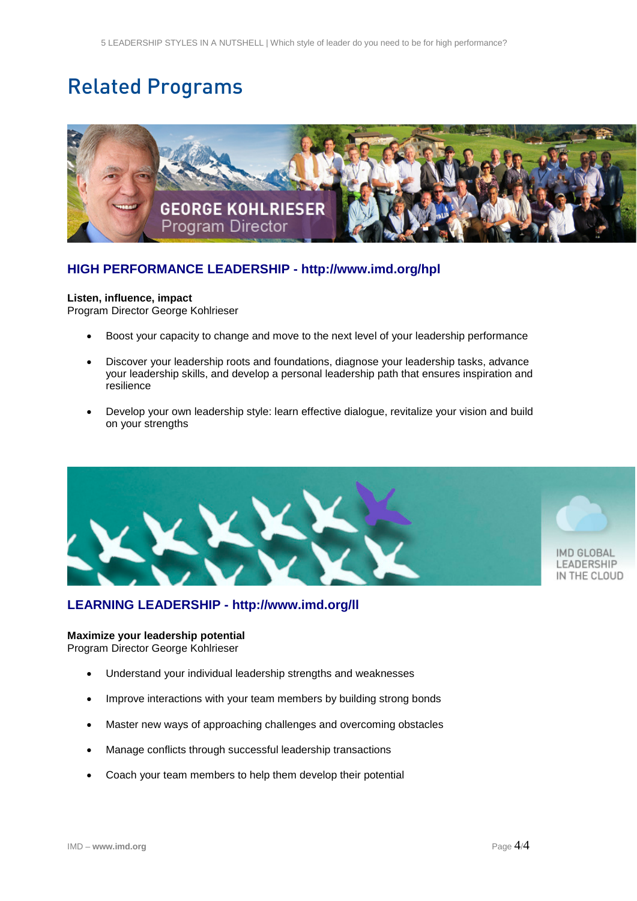# Related Programs

## HIGH PERFORMANCE LEADERSHIP - http://www.imd.org/hpl

**Listen, influence, impact**
Program Director George Kohlrieser

- Boost your capacity to change and move to the next level of your leadership performance
- Discover your leadership roots and foundations, diagnose your leadership tasks, advance your leadership skills, and develop a personal leadership path that ensures inspiration and resilience
- Develop your own leadership style: learn effective dialogue, revitalize your vision and build on your strengths

## LEARNING LEADERSHIP - http://www.imd.org/ll

**Maximize your leadership potential**
Program Director George Kohlrieser

- Understand your individual leadership strengths and weaknesses
- Improve interactions with your team members by building strong bonds
- Master new ways of approaching challenges and overcoming obstacles
- Manage conflicts through successful leadership transactions
- Coach your team members to help them develop their potential